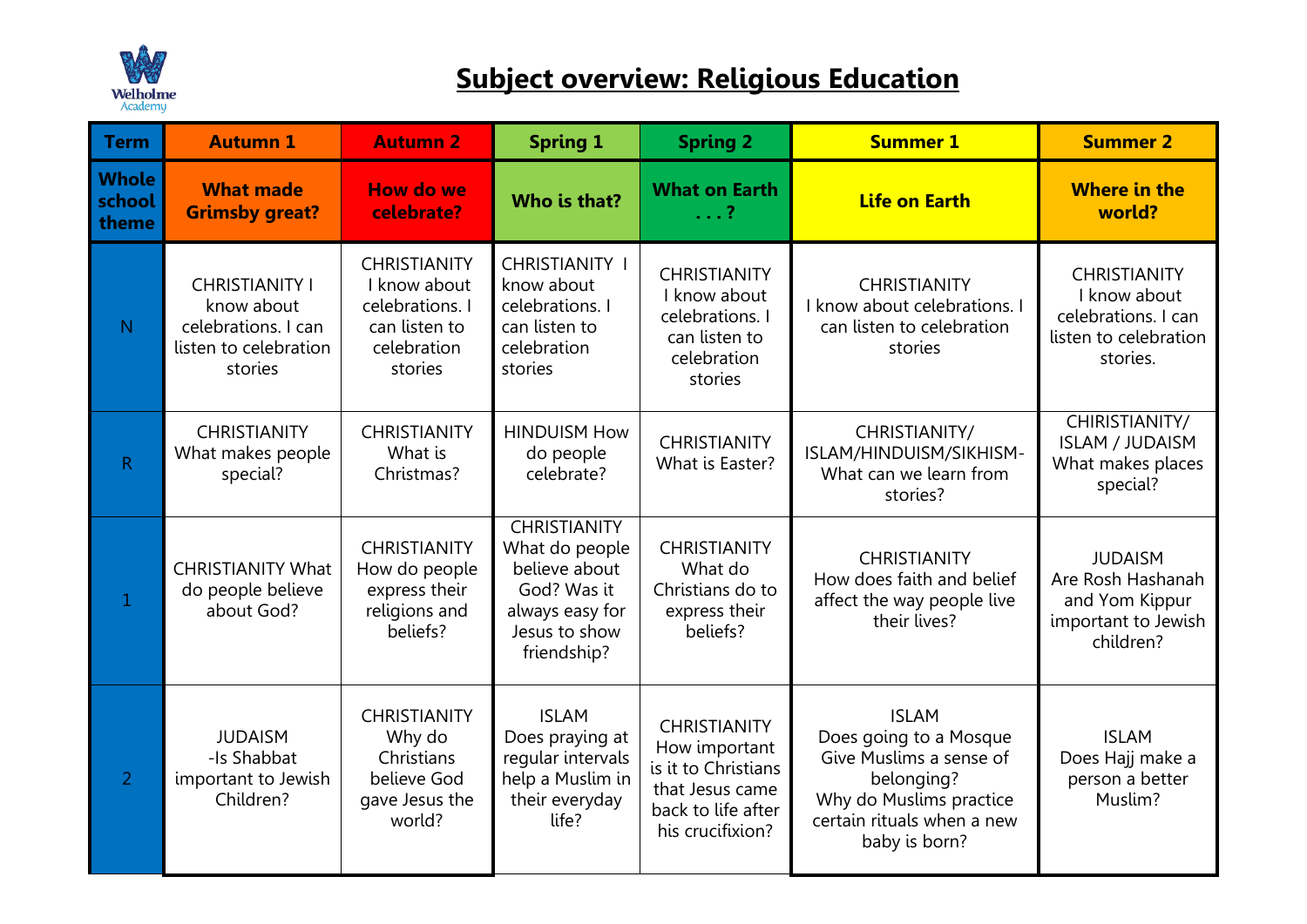# Subject overview: Religious Education

| Term | Autumn 1 | Autumn 2 | Spring 1 | Spring 2 | Summer 1 | Summer 2 |
|---|---|---|---|---|---|---|
| **Whole school theme** | **What made Grimsby great?** | **How do we celebrate?** | **Who is that?** | **What on Earth . . . ?** | **Life on Earth** | **Where in the world?** |
| N | CHRISTIANITY I know about celebrations. I can listen to celebration stories | CHRISTIANITY I know about celebrations. I can listen to celebration stories | CHRISTIANITY I know about celebrations. I can listen to celebration stories | CHRISTIANITY I know about celebrations. I can listen to celebration stories | CHRISTIANITY I know about celebrations. I can listen to celebration stories | CHRISTIANITY I know about celebrations. I can listen to celebration stories. |
| R | CHRISTIANITY What makes people special? | CHRISTIANITY What is Christmas? | HINDUISM How do people celebrate? | CHRISTIANITY What is Easter? | CHRISTIANITY/ ISLAM/HINDUISM/SIKHISM- What can we learn from stories? | CHIRISTIANITY/ ISLAM / JUDAISM What makes places special? |
| 1 | CHRISTIANITY What do people believe about God? | CHRISTIANITY How do people express their religions and beliefs? | CHRISTIANITY What do people believe about God? Was it always easy for Jesus to show friendship? | CHRISTIANITY What do Christians do to express their beliefs? | CHRISTIANITY How does faith and belief affect the way people live their lives? | JUDAISM Are Rosh Hashanah and Yom Kippur important to Jewish children? |
| 2 | JUDAISM -Is Shabbat important to Jewish Children? | CHRISTIANITY Why do Christians believe God gave Jesus the world? | ISLAM Does praying at regular intervals help a Muslim in their everyday life? | CHRISTIANITY How important is it to Christians that Jesus came back to life after his crucifixion? | ISLAM Does going to a Mosque Give Muslims a sense of belonging? Why do Muslims practice certain rituals when a new baby is born? | ISLAM Does Hajj make a person a better Muslim? |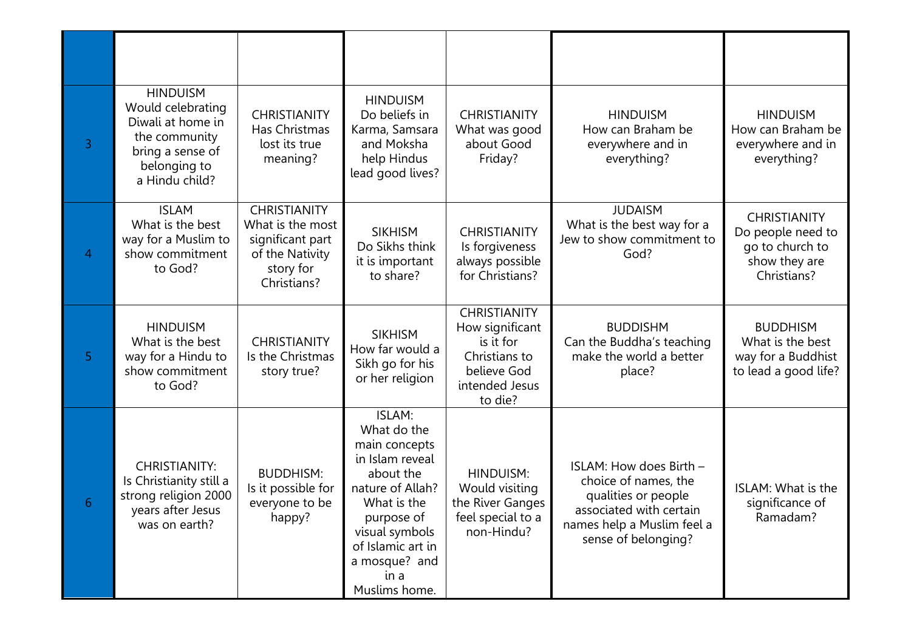| | | | | | | |
|---|---|---|---|---|---|---|
| | | | | | | |
| 3 | HINDUISM<br>Would celebrating Diwali at home in the community bring a sense of belonging to a Hindu child? | CHRISTIANITY<br>Has Christmas lost its true meaning? | HINDUISM<br>Do beliefs in Karma, Samsara and Moksha help Hindus lead good lives? | CHRISTIANITY<br>What was good about Good Friday? | HINDUISM<br>How can Braham be everywhere and in everything? | HINDUISM<br>How can Braham be everywhere and in everything? |
| 4 | ISLAM<br>What is the best way for a Muslim to show commitment to God? | CHRISTIANITY<br>What is the most significant part of the Nativity story for Christians? | SIKHISM<br>Do Sikhs think it is important to share? | CHRISTIANITY<br>Is forgiveness always possible for Christians? | JUDAISM<br>What is the best way for a Jew to show commitment to God? | CHRISTIANITY<br>Do people need to go to church to show they are Christians? |
| 5 | HINDUISM<br>What is the best way for a Hindu to show commitment to God? | CHRISTIANITY<br>Is the Christmas story true? | SIKHISM<br>How far would a Sikh go for his or her religion | CHRISTIANITY<br>How significant is it for Christians to believe God intended Jesus to die? | BUDDISHM<br>Can the Buddha's teaching make the world a better place? | BUDDHISM<br>What is the best way for a Buddhist to lead a good life? |
| 6 | CHRISTIANITY:<br>Is Christianity still a strong religion 2000 years after Jesus was on earth? | BUDDHISM:<br>Is it possible for everyone to be happy? | ISLAM:<br>What do the main concepts in Islam reveal about the nature of Allah? What is the purpose of visual symbols of Islamic art in a mosque? and in a Muslims home. | HINDUISM:<br>Would visiting the River Ganges feel special to a non-Hindu? | ISLAM: How does Birth – choice of names, the qualities or people associated with certain names help a Muslim feel a sense of belonging? | ISLAM: What is the significance of Ramadam? |